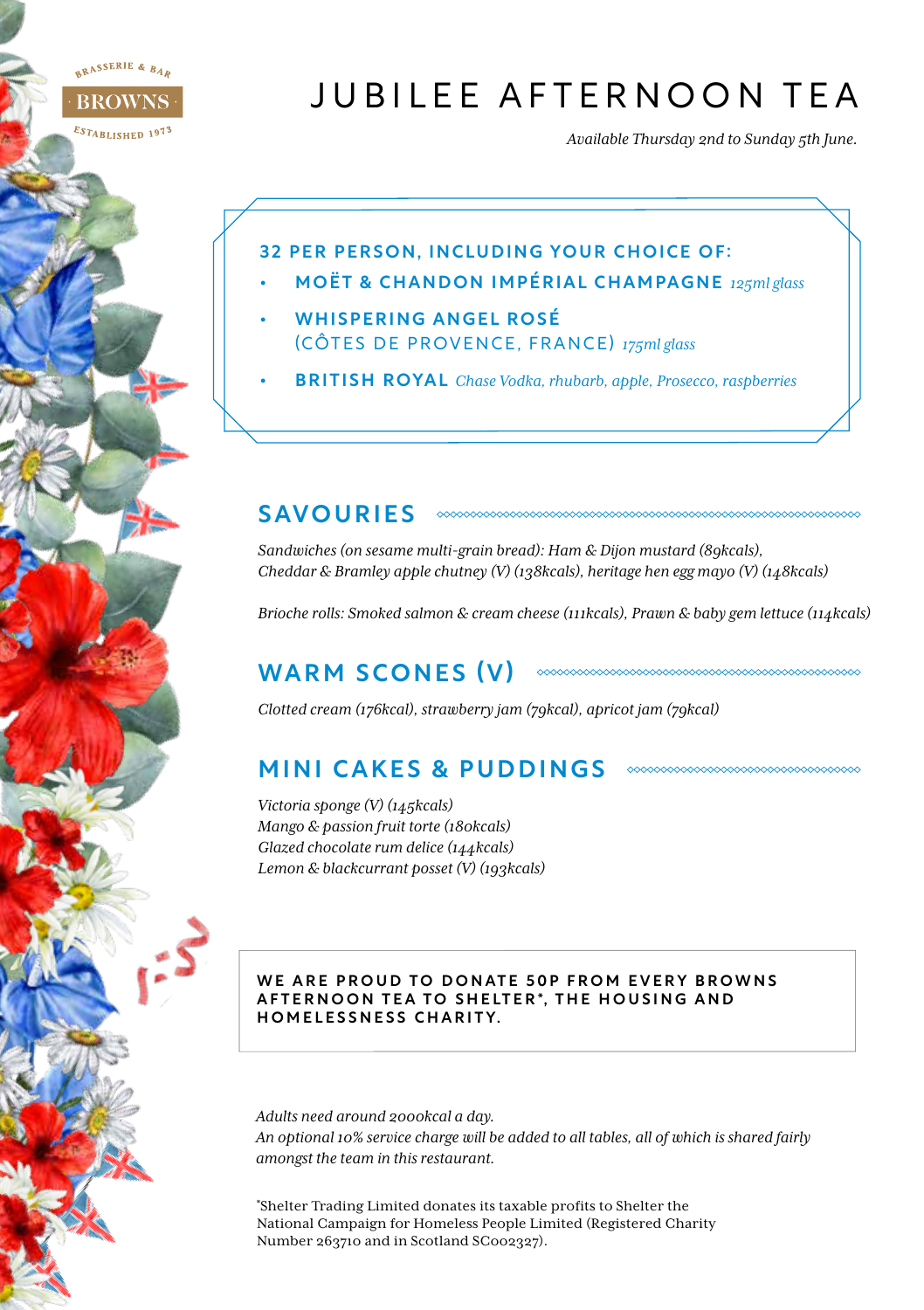BRASSERIE & BAR

BROWNS

ESTABLISHED 1973

# JUBILEE AFTERNOON TEA

*Available Thursday 2nd to Sunday 5th June.*

**32 PER PERSON, INCLUDING YOUR CHOICE OF:**

- **MOËT & CHANDON IMPÉRIAL CHAMPAGNE** *125ml glass*
- **WHISPERING ANGEL ROSÉ** (CÔTES DE PROVENCE, FRANCE) *175ml glass*
- **BRITISH ROYAL** *Chase Vodka, rhubarb, apple, Prosecco, raspberries*

## SAVOURIES

*Sandwiches (on sesame multi-grain bread): Ham & Dijon mustard (89kcals), Cheddar & Bramley apple chutney (V) (138kcals), heritage hen egg mayo (V) (148kcals)*

*Brioche rolls: Smoked salmon & cream cheese (111kcals), Prawn & baby gem lettuce (114kcals)*

## WARM SCONES (V)

*Clotted cream (176kcal), strawberry jam (79kcal), apricot jam (79kcal)*

## MINI CAKES & PUDDINGS

*Victoria sponge (V) (145kcals)*
*Mango & passion fruit torte (180kcals)*
*Glazed chocolate rum delice (144kcals)*
*Lemon & blackcurrant posset (V) (193kcals)*

**WE ARE PROUD TO DONATE 50P FROM EVERY BROWNS AFTERNOON TEA TO SHELTER\*, THE HOUSING AND HOMELESSNESS CHARITY.**

*Adults need around 2000kcal a day.*
*An optional 10% service charge will be added to all tables, all of which is shared fairly amongst the team in this restaurant.*

*Shelter Trading Limited donates its taxable profits to Shelter the National Campaign for Homeless People Limited (Registered Charity Number 263710 and in Scotland SC002327).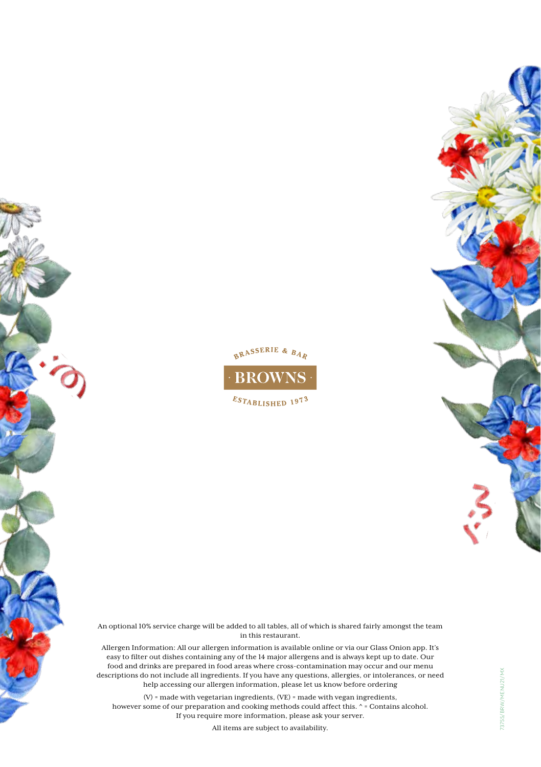BRASSERIE & BAR

# BROWNS

ESTABLISHED 1973

An optional 10% service charge will be added to all tables, all of which is shared fairly amongst the team in this restaurant.

Allergen Information: All our allergen information is available online or via our Glass Onion app. It's easy to filter out dishes containing any of the 14 major allergens and is always kept up to date. Our food and drinks are prepared in food areas where cross-contamination may occur and our menu descriptions do not include all ingredients. If you have any questions, allergies, or intolerances, or need help accessing our allergen information, please let us know before ordering

(V) = made with vegetarian ingredients, (VE) = made with vegan ingredients, however some of our preparation and cooking methods could affect this. ^ = Contains alcohol. If you require more information, please ask your server.

All items are subject to availability.

73755/BRW/MENU21/MX